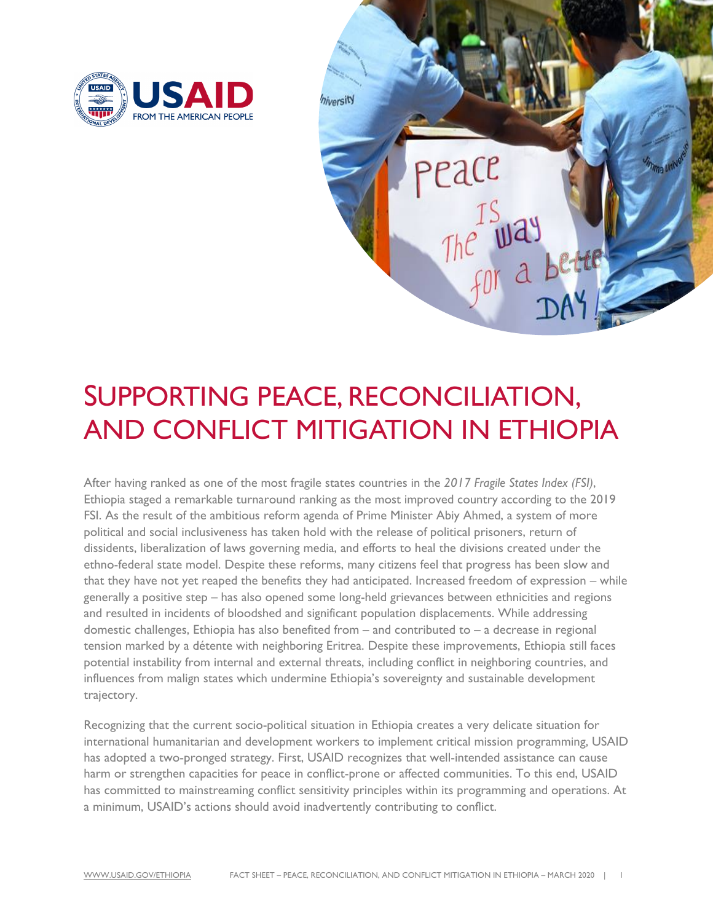# SUPPORTING PEACE, RECONCILIATION, AND CONFLICT MITIGATION IN ETHIOPIA

After having ranked as one of the most fragile states countries in the *2017 Fragile States Index (FSI)*, Ethiopia staged a remarkable turnaround ranking as the most improved country according to the 2019 FSI. As the result of the ambitious reform agenda of Prime Minister Abiy Ahmed, a system of more political and social inclusiveness has taken hold with the release of political prisoners, return of dissidents, liberalization of laws governing media, and efforts to heal the divisions created under the ethno-federal state model. Despite these reforms, many citizens feel that progress has been slow and that they have not yet reaped the benefits they had anticipated. Increased freedom of expression – while generally a positive step – has also opened some long-held grievances between ethnicities and regions and resulted in incidents of bloodshed and significant population displacements. While addressing domestic challenges, Ethiopia has also benefited from – and contributed to – a decrease in regional tension marked by a détente with neighboring Eritrea. Despite these improvements, Ethiopia still faces potential instability from internal and external threats, including conflict in neighboring countries, and influences from malign states which undermine Ethiopia's sovereignty and sustainable development trajectory.

Recognizing that the current socio-political situation in Ethiopia creates a very delicate situation for international humanitarian and development workers to implement critical mission programming, USAID has adopted a two-pronged strategy. First, USAID recognizes that well-intended assistance can cause harm or strengthen capacities for peace in conflict-prone or affected communities. To this end, USAID has committed to mainstreaming conflict sensitivity principles within its programming and operations. At a minimum, USAID's actions should avoid inadvertently contributing to conflict.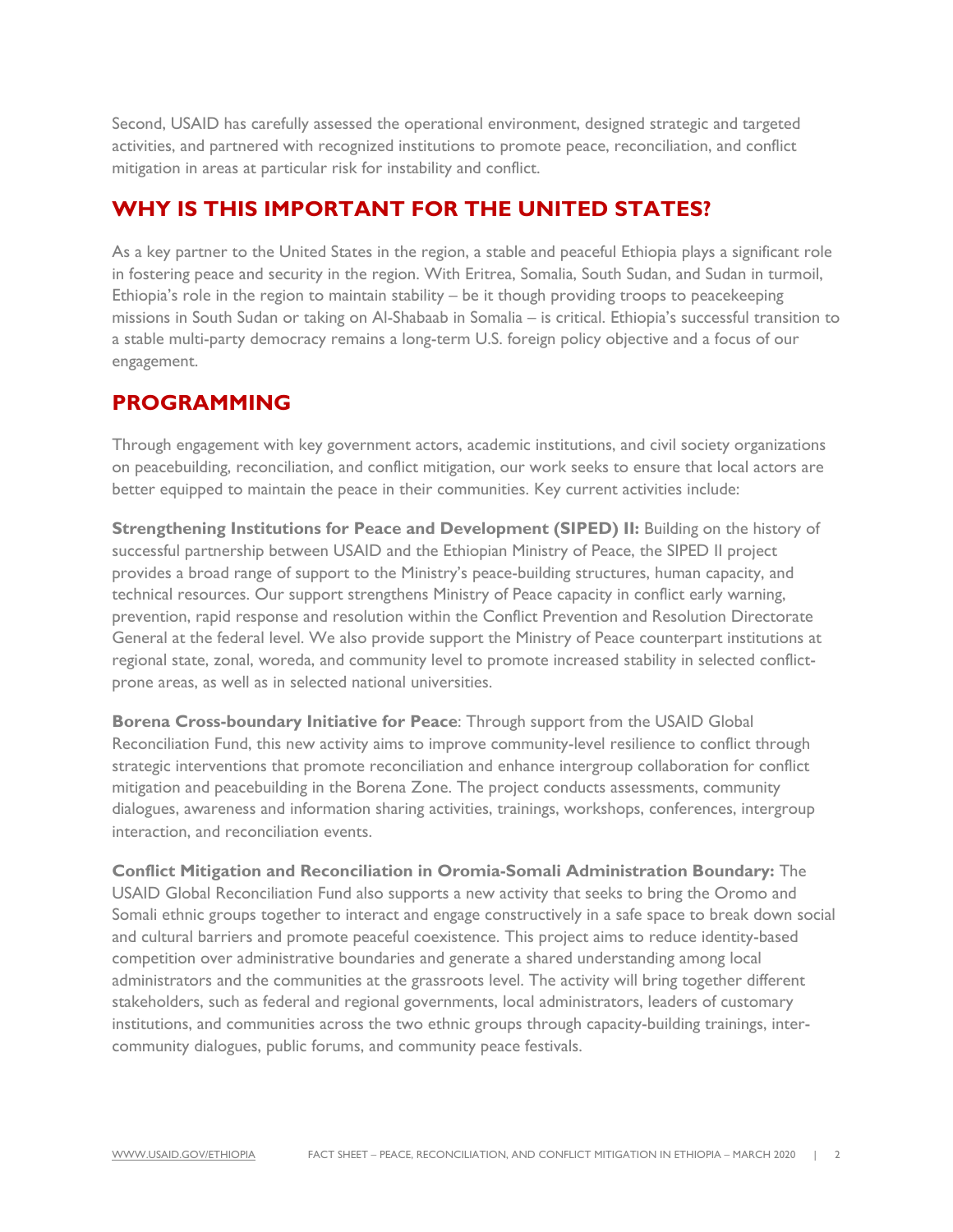Second, USAID has carefully assessed the operational environment, designed strategic and targeted activities, and partnered with recognized institutions to promote peace, reconciliation, and conflict mitigation in areas at particular risk for instability and conflict.

## WHY IS THIS IMPORTANT FOR THE UNITED STATES?

As a key partner to the United States in the region, a stable and peaceful Ethiopia plays a significant role in fostering peace and security in the region. With Eritrea, Somalia, South Sudan, and Sudan in turmoil, Ethiopia's role in the region to maintain stability – be it though providing troops to peacekeeping missions in South Sudan or taking on Al-Shabaab in Somalia – is critical. Ethiopia's successful transition to a stable multi-party democracy remains a long-term U.S. foreign policy objective and a focus of our engagement.

## PROGRAMMING

Through engagement with key government actors, academic institutions, and civil society organizations on peacebuilding, reconciliation, and conflict mitigation, our work seeks to ensure that local actors are better equipped to maintain the peace in their communities. Key current activities include:

**Strengthening Institutions for Peace and Development (SIPED) II:** Building on the history of successful partnership between USAID and the Ethiopian Ministry of Peace, the SIPED II project provides a broad range of support to the Ministry's peace-building structures, human capacity, and technical resources. Our support strengthens Ministry of Peace capacity in conflict early warning, prevention, rapid response and resolution within the Conflict Prevention and Resolution Directorate General at the federal level. We also provide support the Ministry of Peace counterpart institutions at regional state, zonal, woreda, and community level to promote increased stability in selected conflict-prone areas, as well as in selected national universities.

**Borena Cross-boundary Initiative for Peace**: Through support from the USAID Global Reconciliation Fund, this new activity aims to improve community-level resilience to conflict through strategic interventions that promote reconciliation and enhance intergroup collaboration for conflict mitigation and peacebuilding in the Borena Zone. The project conducts assessments, community dialogues, awareness and information sharing activities, trainings, workshops, conferences, intergroup interaction, and reconciliation events.

**Conflict Mitigation and Reconciliation in Oromia-Somali Administration Boundary:** The USAID Global Reconciliation Fund also supports a new activity that seeks to bring the Oromo and Somali ethnic groups together to interact and engage constructively in a safe space to break down social and cultural barriers and promote peaceful coexistence. This project aims to reduce identity-based competition over administrative boundaries and generate a shared understanding among local administrators and the communities at the grassroots level. The activity will bring together different stakeholders, such as federal and regional governments, local administrators, leaders of customary institutions, and communities across the two ethnic groups through capacity-building trainings, inter-community dialogues, public forums, and community peace festivals.